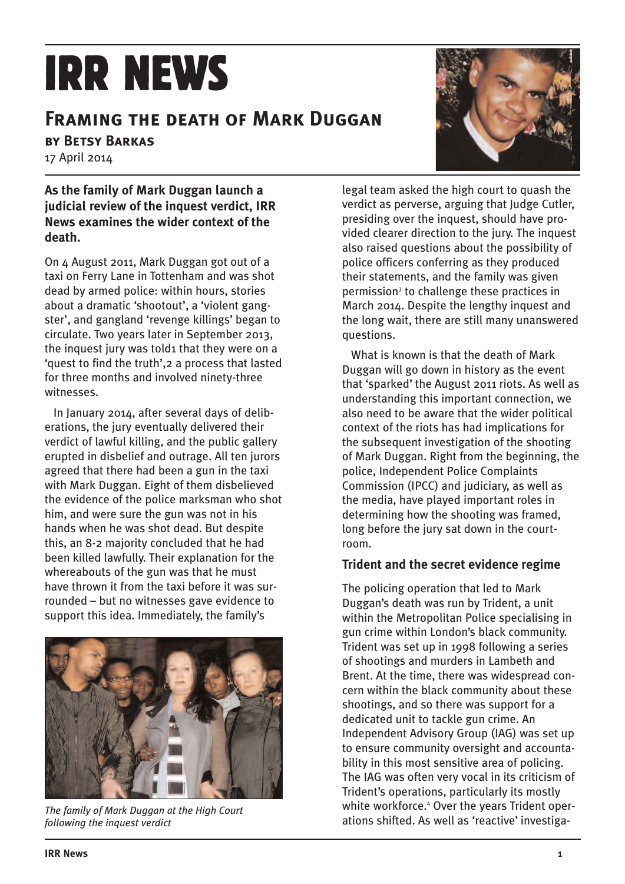# IRR NEWS

## Framing the death of Mark Duggan

**by Betsy Barkas**

17 April 2014

**As the family of Mark Duggan launch a judicial review of the inquest verdict, IRR News examines the wider context of the death.**

On 4 August 2011, Mark Duggan got out of a taxi on Ferry Lane in Tottenham and was shot dead by armed police: within hours, stories about a dramatic 'shootout', a 'violent gangster', and gangland 'revenge killings' began to circulate. Two years later in September 2013, the inquest jury was told[1] that they were on a 'quest to find the truth',[2] a process that lasted for three months and involved ninety-three witnesses.

In January 2014, after several days of deliberations, the jury eventually delivered their verdict of lawful killing, and the public gallery erupted in disbelief and outrage. All ten jurors agreed that there had been a gun in the taxi with Mark Duggan. Eight of them disbelieved the evidence of the police marksman who shot him, and were sure the gun was not in his hands when he was shot dead. But despite this, an 8-2 majority concluded that he had been killed lawfully. Their explanation for the whereabouts of the gun was that he must have thrown it from the taxi before it was surrounded – but no witnesses gave evidence to support this idea. Immediately, the family's legal team asked the high court to quash the verdict as perverse, arguing that Judge Cutler, presiding over the inquest, should have provided clearer direction to the jury. The inquest also raised questions about the possibility of police officers conferring as they produced their statements, and the family was given permission[3] to challenge these practices in March 2014. Despite the lengthy inquest and the long wait, there are still many unanswered questions.

*The family of Mark Duggan at the High Court following the inquest verdict*

What is known is that the death of Mark Duggan will go down in history as the event that 'sparked' the August 2011 riots. As well as understanding this important connection, we also need to be aware that the wider political context of the riots has had implications for the subsequent investigation of the shooting of Mark Duggan. Right from the beginning, the police, Independent Police Complaints Commission (IPCC) and judiciary, as well as the media, have played important roles in determining how the shooting was framed, long before the jury sat down in the courtroom.

### Trident and the secret evidence regime

The policing operation that led to Mark Duggan's death was run by Trident, a unit within the Metropolitan Police specialising in gun crime within London's black community. Trident was set up in 1998 following a series of shootings and murders in Lambeth and Brent. At the time, there was widespread concern within the black community about these shootings, and so there was support for a dedicated unit to tackle gun crime. An Independent Advisory Group (IAG) was set up to ensure community oversight and accountability in this most sensitive area of policing. The IAG was often very vocal in its criticism of Trident's operations, particularly its mostly white workforce.[4] Over the years Trident operations shifted. As well as 'reactive' investiga-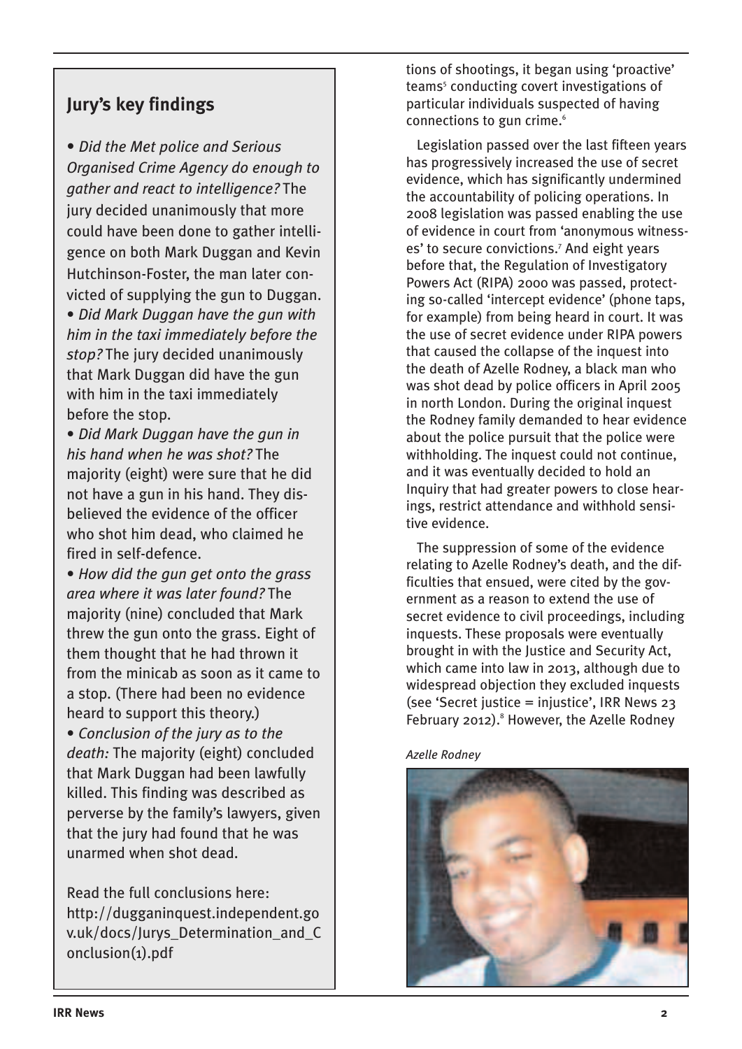## Jury's key findings

- *Did the Met police and Serious Organised Crime Agency do enough to gather and react to intelligence?* The jury decided unanimously that more could have been done to gather intelligence on both Mark Duggan and Kevin Hutchinson-Foster, the man later convicted of supplying the gun to Duggan.
- *Did Mark Duggan have the gun with him in the taxi immediately before the stop?* The jury decided unanimously that Mark Duggan did have the gun with him in the taxi immediately before the stop.
- *Did Mark Duggan have the gun in his hand when he was shot?* The majority (eight) were sure that he did not have a gun in his hand. They disbelieved the evidence of the officer who shot him dead, who claimed he fired in self-defence.
- *How did the gun get onto the grass area where it was later found?* The majority (nine) concluded that Mark threw the gun onto the grass. Eight of them thought that he had thrown it from the minicab as soon as it came to a stop. (There had been no evidence heard to support this theory.)
- *Conclusion of the jury as to the death:* The majority (eight) concluded that Mark Duggan had been lawfully killed. This finding was described as perverse by the family's lawyers, given that the jury had found that he was unarmed when shot dead.

Read the full conclusions here: http://dugganinquest.independent.gov.uk/docs/Jurys_Determination_and_Conclusion(1).pdf

tions of shootings, it began using 'proactive' teams[5] conducting covert investigations of particular individuals suspected of having connections to gun crime.[6]

Legislation passed over the last fifteen years has progressively increased the use of secret evidence, which has significantly undermined the accountability of policing operations. In 2008 legislation was passed enabling the use of evidence in court from 'anonymous witnesses' to secure convictions.[7] And eight years before that, the Regulation of Investigatory Powers Act (RIPA) 2000 was passed, protecting so-called 'intercept evidence' (phone taps, for example) from being heard in court. It was the use of secret evidence under RIPA powers that caused the collapse of the inquest into the death of Azelle Rodney, a black man who was shot dead by police officers in April 2005 in north London. During the original inquest the Rodney family demanded to hear evidence about the police pursuit that the police were withholding. The inquest could not continue, and it was eventually decided to hold an Inquiry that had greater powers to close hearings, restrict attendance and withhold sensitive evidence.

The suppression of some of the evidence relating to Azelle Rodney's death, and the difficulties that ensued, were cited by the government as a reason to extend the use of secret evidence to civil proceedings, including inquests. These proposals were eventually brought in with the Justice and Security Act, which came into law in 2013, although due to widespread objection they excluded inquests (see 'Secret justice = injustice', IRR News 23 February 2012).[8] However, the Azelle Rodney

*Azelle Rodney*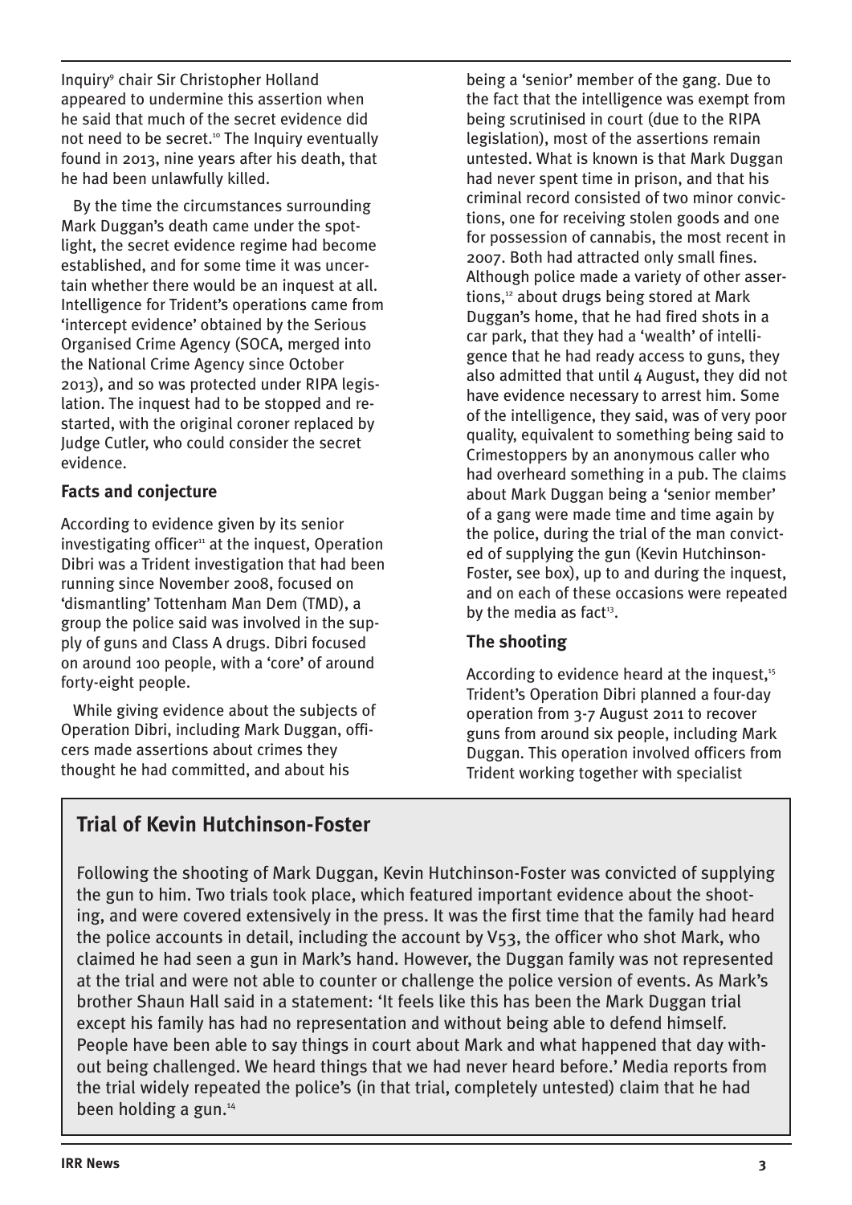Inquiry[9] chair Sir Christopher Holland appeared to undermine this assertion when he said that much of the secret evidence did not need to be secret.[10] The Inquiry eventually found in 2013, nine years after his death, that he had been unlawfully killed.

By the time the circumstances surrounding Mark Duggan's death came under the spotlight, the secret evidence regime had become established, and for some time it was uncertain whether there would be an inquest at all. Intelligence for Trident's operations came from 'intercept evidence' obtained by the Serious Organised Crime Agency (SOCA, merged into the National Crime Agency since October 2013), and so was protected under RIPA legislation. The inquest had to be stopped and re-started, with the original coroner replaced by Judge Cutler, who could consider the secret evidence.

### Facts and conjecture

According to evidence given by its senior investigating officer[11] at the inquest, Operation Dibri was a Trident investigation that had been running since November 2008, focused on 'dismantling' Tottenham Man Dem (TMD), a group the police said was involved in the supply of guns and Class A drugs. Dibri focused on around 100 people, with a 'core' of around forty-eight people.

While giving evidence about the subjects of Operation Dibri, including Mark Duggan, officers made assertions about crimes they thought he had committed, and about his being a 'senior' member of the gang. Due to the fact that the intelligence was exempt from being scrutinised in court (due to the RIPA legislation), most of the assertions remain untested. What is known is that Mark Duggan had never spent time in prison, and that his criminal record consisted of two minor convictions, one for receiving stolen goods and one for possession of cannabis, the most recent in 2007. Both had attracted only small fines. Although police made a variety of other assertions,[12] about drugs being stored at Mark Duggan's home, that he had fired shots in a car park, that they had a 'wealth' of intelligence that he had ready access to guns, they also admitted that until 4 August, they did not have evidence necessary to arrest him. Some of the intelligence, they said, was of very poor quality, equivalent to something being said to Crimestoppers by an anonymous caller who had overheard something in a pub. The claims about Mark Duggan being a 'senior member' of a gang were made time and time again by the police, during the trial of the man convicted of supplying the gun (Kevin Hutchinson-Foster, see box), up to and during the inquest, and on each of these occasions were repeated by the media as fact[13].

### The shooting

According to evidence heard at the inquest,[15] Trident's Operation Dibri planned a four-day operation from 3-7 August 2011 to recover guns from around six people, including Mark Duggan. This operation involved officers from Trident working together with specialist

## Trial of Kevin Hutchinson-Foster

Following the shooting of Mark Duggan, Kevin Hutchinson-Foster was convicted of supplying the gun to him. Two trials took place, which featured important evidence about the shooting, and were covered extensively in the press. It was the first time that the family had heard the police accounts in detail, including the account by V53, the officer who shot Mark, who claimed he had seen a gun in Mark's hand. However, the Duggan family was not represented at the trial and were not able to counter or challenge the police version of events. As Mark's brother Shaun Hall said in a statement: 'It feels like this has been the Mark Duggan trial except his family has had no representation and without being able to defend himself. People have been able to say things in court about Mark and what happened that day without being challenged. We heard things that we had never heard before.' Media reports from the trial widely repeated the police's (in that trial, completely untested) claim that he had been holding a gun.[14]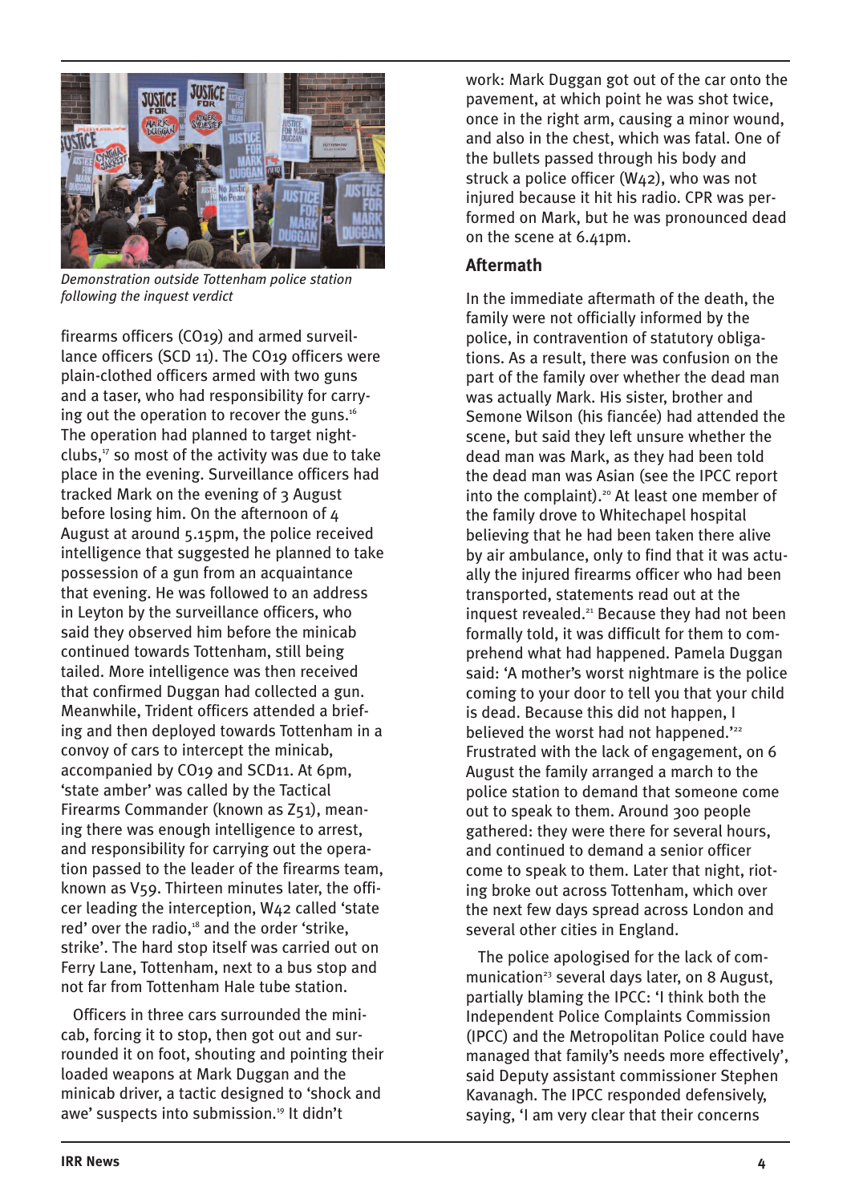*Demonstration outside Tottenham police station following the inquest verdict*

firearms officers (CO19) and armed surveillance officers (SCD 11). The CO19 officers were plain-clothed officers armed with two guns and a taser, who had responsibility for carrying out the operation to recover the guns.[16] The operation had planned to target nightclubs,[17] so most of the activity was due to take place in the evening. Surveillance officers had tracked Mark on the evening of 3 August before losing him. On the afternoon of 4 August at around 5.15pm, the police received intelligence that suggested he planned to take possession of a gun from an acquaintance that evening. He was followed to an address in Leyton by the surveillance officers, who said they observed him before the minicab continued towards Tottenham, still being tailed. More intelligence was then received that confirmed Duggan had collected a gun. Meanwhile, Trident officers attended a briefing and then deployed towards Tottenham in a convoy of cars to intercept the minicab, accompanied by CO19 and SCD11. At 6pm, 'state amber' was called by the Tactical Firearms Commander (known as Z51), meaning there was enough intelligence to arrest, and responsibility for carrying out the operation passed to the leader of the firearms team, known as V59. Thirteen minutes later, the officer leading the interception, W42 called 'state red' over the radio,[18] and the order 'strike, strike'. The hard stop itself was carried out on Ferry Lane, Tottenham, next to a bus stop and not far from Tottenham Hale tube station.

Officers in three cars surrounded the minicab, forcing it to stop, then got out and surrounded it on foot, shouting and pointing their loaded weapons at Mark Duggan and the minicab driver, a tactic designed to 'shock and awe' suspects into submission.[19] It didn't work: Mark Duggan got out of the car onto the pavement, at which point he was shot twice, once in the right arm, causing a minor wound, and also in the chest, which was fatal. One of the bullets passed through his body and struck a police officer (W42), who was not injured because it hit his radio. CPR was performed on Mark, but he was pronounced dead on the scene at 6.41pm.

## Aftermath

In the immediate aftermath of the death, the family were not officially informed by the police, in contravention of statutory obligations. As a result, there was confusion on the part of the family over whether the dead man was actually Mark. His sister, brother and Semone Wilson (his fiancée) had attended the scene, but said they left unsure whether the dead man was Mark, as they had been told the dead man was Asian (see the IPCC report into the complaint).[20] At least one member of the family drove to Whitechapel hospital believing that he had been taken there alive by air ambulance, only to find that it was actually the injured firearms officer who had been transported, statements read out at the inquest revealed.[21] Because they had not been formally told, it was difficult for them to comprehend what had happened. Pamela Duggan said: 'A mother's worst nightmare is the police coming to your door to tell you that your child is dead. Because this did not happen, I believed the worst had not happened.'[22] Frustrated with the lack of engagement, on 6 August the family arranged a march to the police station to demand that someone come out to speak to them. Around 300 people gathered: they were there for several hours, and continued to demand a senior officer come to speak to them. Later that night, rioting broke out across Tottenham, which over the next few days spread across London and several other cities in England.

The police apologised for the lack of communication[23] several days later, on 8 August, partially blaming the IPCC: 'I think both the Independent Police Complaints Commission (IPCC) and the Metropolitan Police could have managed that family's needs more effectively', said Deputy assistant commissioner Stephen Kavanagh. The IPCC responded defensively, saying, 'I am very clear that their concerns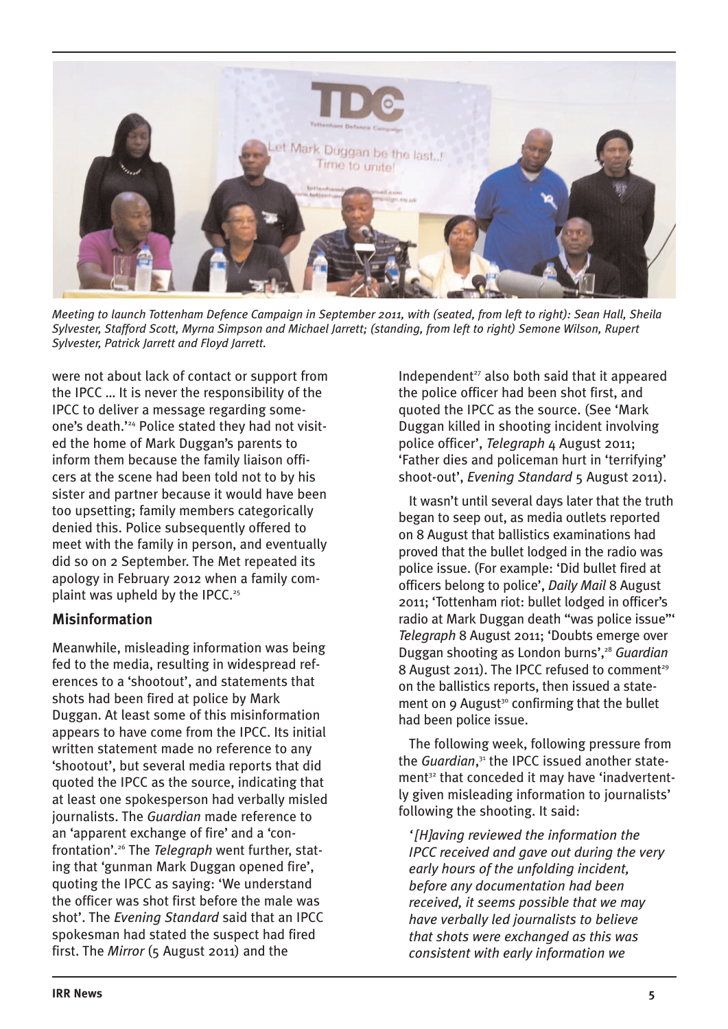Meeting to launch Tottenham Defence Campaign in September 2011, with (seated, from left to right): Sean Hall, Sheila Sylvester, Stafford Scott, Myrna Simpson and Michael Jarrett; (standing, from left to right) Semone Wilson, Rupert Sylvester, Patrick Jarrett and Floyd Jarrett.

were not about lack of contact or support from the IPCC ... It is never the responsibility of the IPCC to deliver a message regarding someone's death.'[24] Police stated they had not visited the home of Mark Duggan's parents to inform them because the family liaison officers at the scene had been told not to by his sister and partner because it would have been too upsetting; family members categorically denied this. Police subsequently offered to meet with the family in person, and eventually did so on 2 September. The Met repeated its apology in February 2012 when a family complaint was upheld by the IPCC.[25]

### Misinformation

Meanwhile, misleading information was being fed to the media, resulting in widespread references to a 'shootout', and statements that shots had been fired at police by Mark Duggan. At least some of this misinformation appears to have come from the IPCC. Its initial written statement made no reference to any 'shootout', but several media reports that did quoted the IPCC as the source, indicating that at least one spokesperson had verbally misled journalists. The *Guardian* made reference to an 'apparent exchange of fire' and a 'confrontation'.[26] The *Telegraph* went further, stating that 'gunman Mark Duggan opened fire', quoting the IPCC as saying: 'We understand the officer was shot first before the male was shot'. The *Evening Standard* said that an IPCC spokesman had stated the suspect had fired first. The *Mirror* (5 August 2011) and the Independent[27] also both said that it appeared the police officer had been shot first, and quoted the IPCC as the source. (See 'Mark Duggan killed in shooting incident involving police officer', *Telegraph* 4 August 2011; 'Father dies and policeman hurt in 'terrifying' shoot-out', *Evening Standard* 5 August 2011).

It wasn't until several days later that the truth began to seep out, as media outlets reported on 8 August that ballistics examinations had proved that the bullet lodged in the radio was police issue. (For example: 'Did bullet fired at officers belong to police', *Daily Mail* 8 August 2011; 'Tottenham riot: bullet lodged in officer's radio at Mark Duggan death "was police issue"' *Telegraph* 8 August 2011; 'Doubts emerge over Duggan shooting as London burns',[28] *Guardian* 8 August 2011). The IPCC refused to comment[29] on the ballistics reports, then issued a statement on 9 August[30] confirming that the bullet had been police issue.

The following week, following pressure from the *Guardian*,[31] the IPCC issued another statement[32] that conceded it may have 'inadvertently given misleading information to journalists' following the shooting. It said:

> *'[H]aving reviewed the information the IPCC received and gave out during the very early hours of the unfolding incident, before any documentation had been received, it seems possible that we may have verbally led journalists to believe that shots were exchanged as this was consistent with early information we*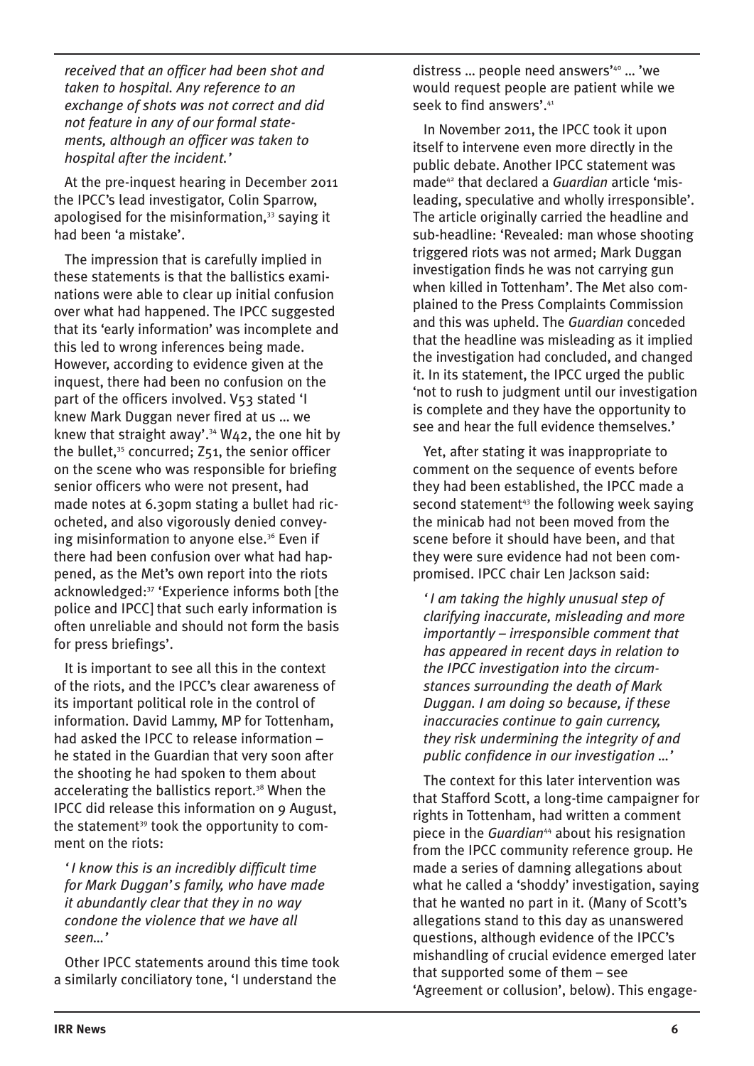*received that an officer had been shot and taken to hospital. Any reference to an exchange of shots was not correct and did not feature in any of our formal statements, although an officer was taken to hospital after the incident.'*

At the pre-inquest hearing in December 2011 the IPCC's lead investigator, Colin Sparrow, apologised for the misinformation,[33] saying it had been 'a mistake'.

The impression that is carefully implied in these statements is that the ballistics examinations were able to clear up initial confusion over what had happened. The IPCC suggested that its 'early information' was incomplete and this led to wrong inferences being made. However, according to evidence given at the inquest, there had been no confusion on the part of the officers involved. V53 stated 'I knew Mark Duggan never fired at us ... we knew that straight away'.[34] W42, the one hit by the bullet,[35] concurred; Z51, the senior officer on the scene who was responsible for briefing senior officers who were not present, had made notes at 6.30pm stating a bullet had ricocheted, and also vigorously denied conveying misinformation to anyone else.[36] Even if there had been confusion over what had happened, as the Met's own report into the riots acknowledged:[37] 'Experience informs both [the police and IPCC] that such early information is often unreliable and should not form the basis for press briefings'.

It is important to see all this in the context of the riots, and the IPCC's clear awareness of its important political role in the control of information. David Lammy, MP for Tottenham, had asked the IPCC to release information – he stated in the Guardian that very soon after the shooting he had spoken to them about accelerating the ballistics report.[38] When the IPCC did release this information on 9 August, the statement[39] took the opportunity to comment on the riots:

*'I know this is an incredibly difficult time for Mark Duggan's family, who have made it abundantly clear that they in no way condone the violence that we have all seen...'*

Other IPCC statements around this time took a similarly conciliatory tone, 'I understand the distress ... people need answers'[40] ... 'we would request people are patient while we seek to find answers'.[41]

In November 2011, the IPCC took it upon itself to intervene even more directly in the public debate. Another IPCC statement was made[42] that declared a *Guardian* article 'misleading, speculative and wholly irresponsible'. The article originally carried the headline and sub-headline: 'Revealed: man whose shooting triggered riots was not armed; Mark Duggan investigation finds he was not carrying gun when killed in Tottenham'. The Met also complained to the Press Complaints Commission and this was upheld. The *Guardian* conceded that the headline was misleading as it implied the investigation had concluded, and changed it. In its statement, the IPCC urged the public 'not to rush to judgment until our investigation is complete and they have the opportunity to see and hear the full evidence themselves.'

Yet, after stating it was inappropriate to comment on the sequence of events before they had been established, the IPCC made a second statement[43] the following week saying the minicab had not been moved from the scene before it should have been, and that they were sure evidence had not been compromised. IPCC chair Len Jackson said:

*'I am taking the highly unusual step of clarifying inaccurate, misleading and more importantly – irresponsible comment that has appeared in recent days in relation to the IPCC investigation into the circumstances surrounding the death of Mark Duggan. I am doing so because, if these inaccuracies continue to gain currency, they risk undermining the integrity of and public confidence in our investigation ...'*

The context for this later intervention was that Stafford Scott, a long-time campaigner for rights in Tottenham, had written a comment piece in the *Guardian*[44] about his resignation from the IPCC community reference group. He made a series of damning allegations about what he called a 'shoddy' investigation, saying that he wanted no part in it. (Many of Scott's allegations stand to this day as unanswered questions, although evidence of the IPCC's mishandling of crucial evidence emerged later that supported some of them – see 'Agreement or collusion', below). This engage-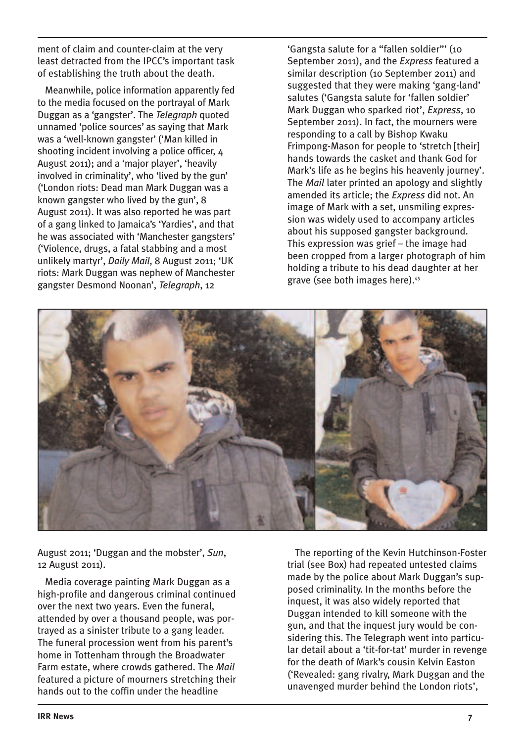ment of claim and counter-claim at the very least detracted from the IPCC's important task of establishing the truth about the death.

Meanwhile, police information apparently fed to the media focused on the portrayal of Mark Duggan as a 'gangster'. The *Telegraph* quoted unnamed 'police sources' as saying that Mark was a 'well-known gangster' ('Man killed in shooting incident involving a police officer, 4 August 2011); and a 'major player', 'heavily involved in criminality', who 'lived by the gun' ('London riots: Dead man Mark Duggan was a known gangster who lived by the gun', 8 August 2011). It was also reported he was part of a gang linked to Jamaica's 'Yardies', and that he was associated with 'Manchester gangsters' ('Violence, drugs, a fatal stabbing and a most unlikely martyr', *Daily Mail*, 8 August 2011; 'UK riots: Mark Duggan was nephew of Manchester gangster Desmond Noonan', *Telegraph*, 12 August 2011; 'Duggan and the mobster', *Sun*, 12 August 2011).

Media coverage painting Mark Duggan as a high-profile and dangerous criminal continued over the next two years. Even the funeral, attended by over a thousand people, was portrayed as a sinister tribute to a gang leader. The funeral procession went from his parent's home in Tottenham through the Broadwater Farm estate, where crowds gathered. The *Mail* featured a picture of mourners stretching their hands out to the coffin under the headline 'Gangsta salute for a "fallen soldier"' (10 September 2011), and the *Express* featured a similar description (10 September 2011) and suggested that they were making 'gang-land' salutes ('Gangsta salute for 'fallen soldier' Mark Duggan who sparked riot', *Express*, 10 September 2011). In fact, the mourners were responding to a call by Bishop Kwaku Frimpong-Mason for people to 'stretch [their] hands towards the casket and thank God for Mark's life as he begins his heavenly journey'. The *Mail* later printed an apology and slightly amended its article; the *Express* did not. An image of Mark with a set, unsmiling expression was widely used to accompany articles about his supposed gangster background. This expression was grief – the image had been cropped from a larger photograph of him holding a tribute to his dead daughter at her grave (see both images here).[45]

The reporting of the Kevin Hutchinson-Foster trial (see Box) had repeated untested claims made by the police about Mark Duggan's supposed criminality. In the months before the inquest, it was also widely reported that Duggan intended to kill someone with the gun, and that the inquest jury would be considering this. The Telegraph went into particular detail about a 'tit-for-tat' murder in revenge for the death of Mark's cousin Kelvin Easton ('Revealed: gang rivalry, Mark Duggan and the unavenged murder behind the London riots',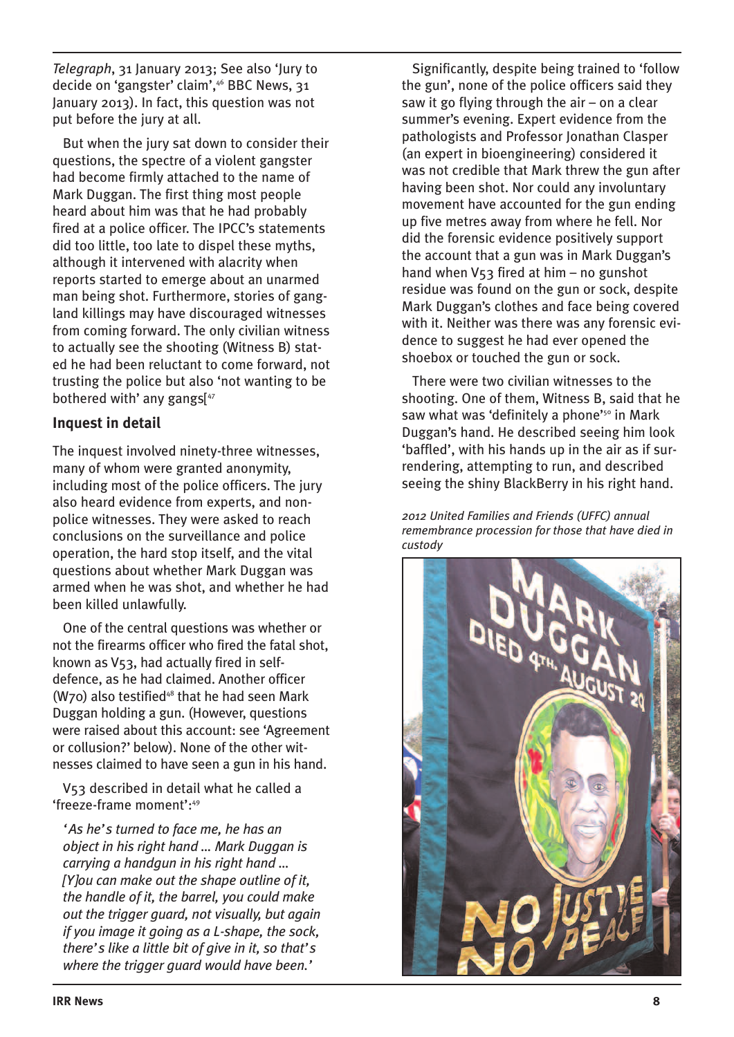*Telegraph*, 31 January 2013; See also 'Jury to decide on 'gangster' claim',[46] BBC News, 31 January 2013). In fact, this question was not put before the jury at all.

But when the jury sat down to consider their questions, the spectre of a violent gangster had become firmly attached to the name of Mark Duggan. The first thing most people heard about him was that he had probably fired at a police officer. The IPCC's statements did too little, too late to dispel these myths, although it intervened with alacrity when reports started to emerge about an unarmed man being shot. Furthermore, stories of gangland killings may have discouraged witnesses from coming forward. The only civilian witness to actually see the shooting (Witness B) stated he had been reluctant to come forward, not trusting the police but also 'not wanting to be bothered with' any gangs[[47]

## Inquest in detail

The inquest involved ninety-three witnesses, many of whom were granted anonymity, including most of the police officers. The jury also heard evidence from experts, and non-police witnesses. They were asked to reach conclusions on the surveillance and police operation, the hard stop itself, and the vital questions about whether Mark Duggan was armed when he was shot, and whether he had been killed unlawfully.

One of the central questions was whether or not the firearms officer who fired the fatal shot, known as V53, had actually fired in self-defence, as he had claimed. Another officer (W70) also testified[48] that he had seen Mark Duggan holding a gun. (However, questions were raised about this account: see 'Agreement or collusion?' below). None of the other witnesses claimed to have seen a gun in his hand.

V53 described in detail what he called a 'freeze-frame moment':[49]

*'As he's turned to face me, he has an object in his right hand ... Mark Duggan is carrying a handgun in his right hand ... [Y]ou can make out the shape outline of it, the handle of it, the barrel, you could make out the trigger guard, not visually, but again if you image it going as a L-shape, the sock, there's like a little bit of give in it, so that's where the trigger guard would have been.'*

Significantly, despite being trained to 'follow the gun', none of the police officers said they saw it go flying through the air – on a clear summer's evening. Expert evidence from the pathologists and Professor Jonathan Clasper (an expert in bioengineering) considered it was not credible that Mark threw the gun after having been shot. Nor could any involuntary movement have accounted for the gun ending up five metres away from where he fell. Nor did the forensic evidence positively support the account that a gun was in Mark Duggan's hand when V53 fired at him – no gunshot residue was found on the gun or sock, despite Mark Duggan's clothes and face being covered with it. Neither was there was any forensic evidence to suggest he had ever opened the shoebox or touched the gun or sock.

There were two civilian witnesses to the shooting. One of them, Witness B, said that he saw what was 'definitely a phone'[50] in Mark Duggan's hand. He described seeing him look 'baffled', with his hands up in the air as if surrendering, attempting to run, and described seeing the shiny BlackBerry in his right hand.

*2012 United Families and Friends (UFFC) annual remembrance procession for those that have died in custody*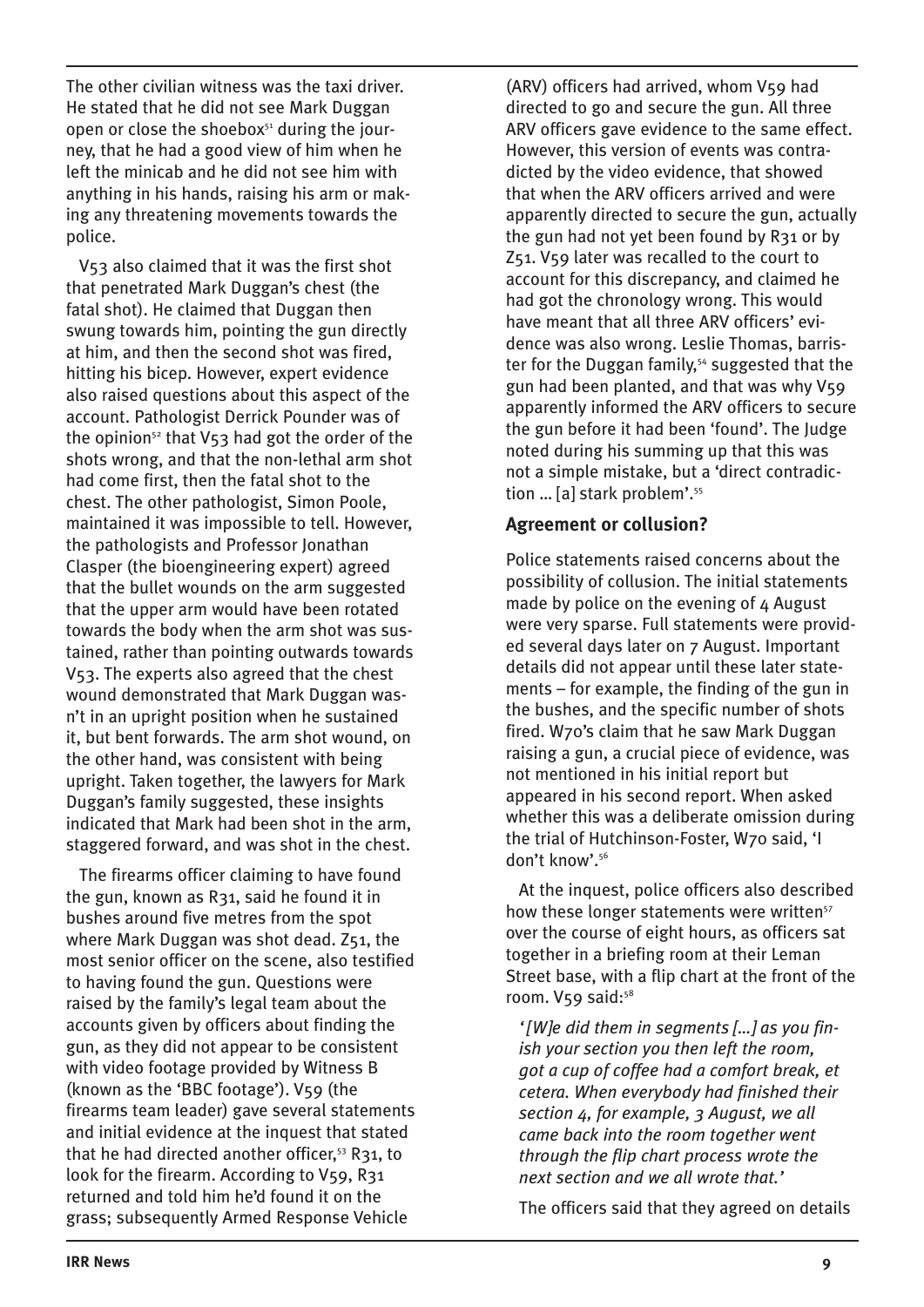The other civilian witness was the taxi driver. He stated that he did not see Mark Duggan open or close the shoebox[51] during the journey, that he had a good view of him when he left the minicab and he did not see him with anything in his hands, raising his arm or making any threatening movements towards the police.

V53 also claimed that it was the first shot that penetrated Mark Duggan's chest (the fatal shot). He claimed that Duggan then swung towards him, pointing the gun directly at him, and then the second shot was fired, hitting his bicep. However, expert evidence also raised questions about this aspect of the account. Pathologist Derrick Pounder was of the opinion[52] that V53 had got the order of the shots wrong, and that the non-lethal arm shot had come first, then the fatal shot to the chest. The other pathologist, Simon Poole, maintained it was impossible to tell. However, the pathologists and Professor Jonathan Clasper (the bioengineering expert) agreed that the bullet wounds on the arm suggested that the upper arm would have been rotated towards the body when the arm shot was sustained, rather than pointing outwards towards V53. The experts also agreed that the chest wound demonstrated that Mark Duggan wasn't in an upright position when he sustained it, but bent forwards. The arm shot wound, on the other hand, was consistent with being upright. Taken together, the lawyers for Mark Duggan's family suggested, these insights indicated that Mark had been shot in the arm, staggered forward, and was shot in the chest.

The firearms officer claiming to have found the gun, known as R31, said he found it in bushes around five metres from the spot where Mark Duggan was shot dead. Z51, the most senior officer on the scene, also testified to having found the gun. Questions were raised by the family's legal team about the accounts given by officers about finding the gun, as they did not appear to be consistent with video footage provided by Witness B (known as the 'BBC footage'). V59 (the firearms team leader) gave several statements and initial evidence at the inquest that stated that he had directed another officer,[53] R31, to look for the firearm. According to V59, R31 returned and told him he'd found it on the grass; subsequently Armed Response Vehicle (ARV) officers had arrived, whom V59 had directed to go and secure the gun. All three ARV officers gave evidence to the same effect. However, this version of events was contradicted by the video evidence, that showed that when the ARV officers arrived and were apparently directed to secure the gun, actually the gun had not yet been found by R31 or by Z51. V59 later was recalled to the court to account for this discrepancy, and claimed he had got the chronology wrong. This would have meant that all three ARV officers' evidence was also wrong. Leslie Thomas, barrister for the Duggan family,[54] suggested that the gun had been planted, and that was why V59 apparently informed the ARV officers to secure the gun before it had been 'found'. The Judge noted during his summing up that this was not a simple mistake, but a 'direct contradiction … [a] stark problem'.[55]

## Agreement or collusion?

Police statements raised concerns about the possibility of collusion. The initial statements made by police on the evening of 4 August were very sparse. Full statements were provided several days later on 7 August. Important details did not appear until these later statements – for example, the finding of the gun in the bushes, and the specific number of shots fired. W70's claim that he saw Mark Duggan raising a gun, a crucial piece of evidence, was not mentioned in his initial report but appeared in his second report. When asked whether this was a deliberate omission during the trial of Hutchinson-Foster, W70 said, 'I don't know'.[56]

At the inquest, police officers also described how these longer statements were written[57] over the course of eight hours, as officers sat together in a briefing room at their Leman Street base, with a flip chart at the front of the room. V59 said:[58]

> *'[W]e did them in segments […] as you finish your section you then left the room, got a cup of coffee had a comfort break, et cetera. When everybody had finished their section 4, for example, 3 August, we all came back into the room together went through the flip chart process wrote the next section and we all wrote that.'*

The officers said that they agreed on details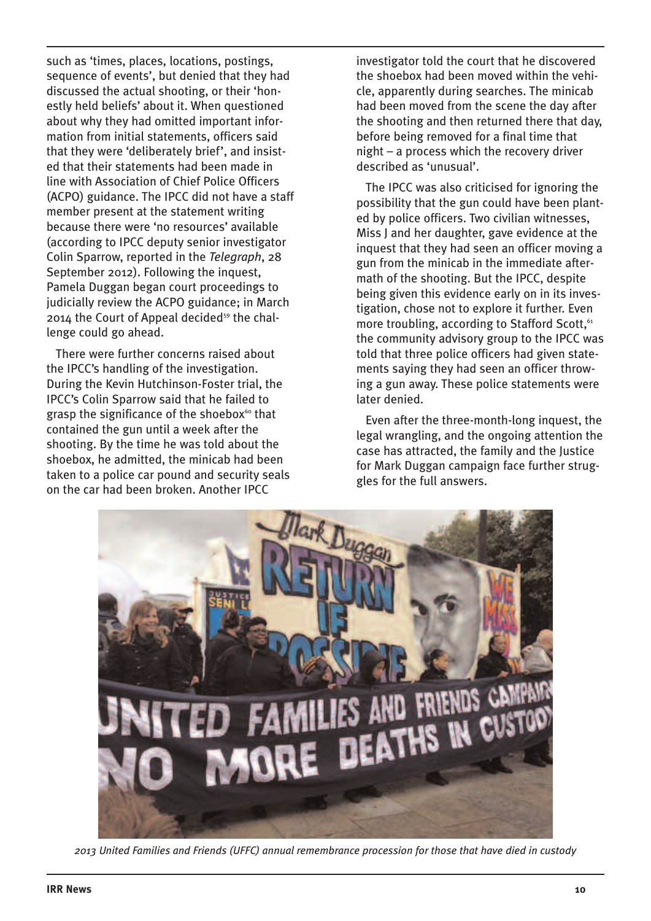such as 'times, places, locations, postings, sequence of events', but denied that they had discussed the actual shooting, or their 'honestly held beliefs' about it. When questioned about why they had omitted important information from initial statements, officers said that they were 'deliberately brief', and insisted that their statements had been made in line with Association of Chief Police Officers (ACPO) guidance. The IPCC did not have a staff member present at the statement writing because there were 'no resources' available (according to IPCC deputy senior investigator Colin Sparrow, reported in the *Telegraph*, 28 September 2012). Following the inquest, Pamela Duggan began court proceedings to judicially review the ACPO guidance; in March 2014 the Court of Appeal decided[59] the challenge could go ahead.

There were further concerns raised about the IPCC's handling of the investigation. During the Kevin Hutchinson-Foster trial, the IPCC's Colin Sparrow said that he failed to grasp the significance of the shoebox[60] that contained the gun until a week after the shooting. By the time he was told about the shoebox, he admitted, the minicab had been taken to a police car pound and security seals on the car had been broken. Another IPCC investigator told the court that he discovered the shoebox had been moved within the vehicle, apparently during searches. The minicab had been moved from the scene the day after the shooting and then returned there that day, before being removed for a final time that night – a process which the recovery driver described as 'unusual'.

The IPCC was also criticised for ignoring the possibility that the gun could have been planted by police officers. Two civilian witnesses, Miss J and her daughter, gave evidence at the inquest that they had seen an officer moving a gun from the minicab in the immediate aftermath of the shooting. But the IPCC, despite being given this evidence early on in its investigation, chose not to explore it further. Even more troubling, according to Stafford Scott,[61] the community advisory group to the IPCC was told that three police officers had given statements saying they had seen an officer throwing a gun away. These police statements were later denied.

Even after the three-month-long inquest, the legal wrangling, and the ongoing attention the case has attracted, the family and the Justice for Mark Duggan campaign face further struggles for the full answers.

*2013 United Families and Friends (UFFC) annual remembrance procession for those that have died in custody*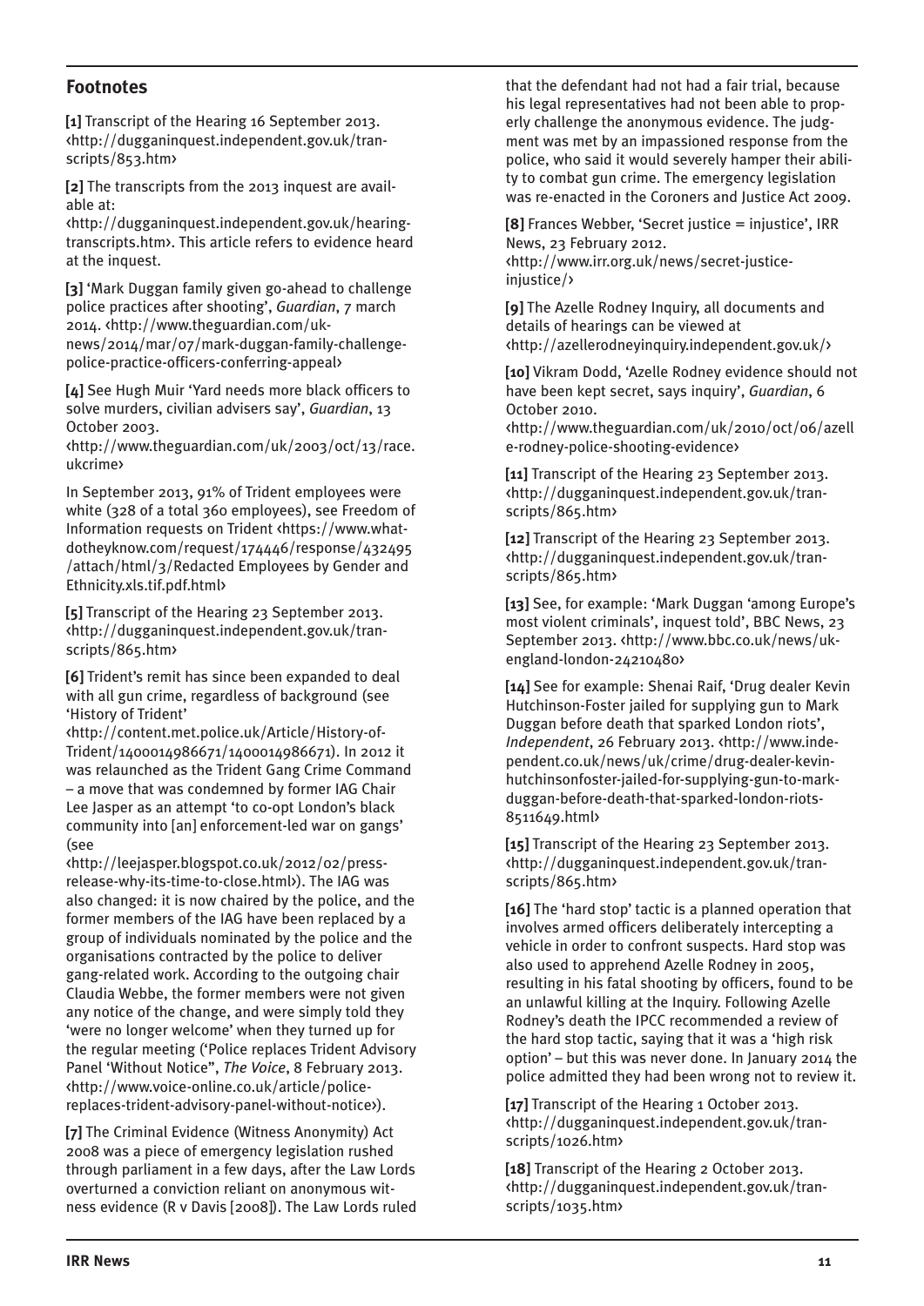## Footnotes

**[1]** Transcript of the Hearing 16 September 2013. <http://dugganinquest.independent.gov.uk/transcripts/853.htm>

**[2]** The transcripts from the 2013 inquest are available at: <http://dugganinquest.independent.gov.uk/hearing-transcripts.htm>. This article refers to evidence heard at the inquest.

**[3]** 'Mark Duggan family given go-ahead to challenge police practices after shooting', *Guardian*, 7 march 2014. <http://www.theguardian.com/uk-news/2014/mar/07/mark-duggan-family-challenge-police-practice-officers-conferring-appeal>

**[4]** See Hugh Muir 'Yard needs more black officers to solve murders, civilian advisers say', *Guardian*, 13 October 2003. <http://www.theguardian.com/uk/2003/oct/13/race.ukcrime>

In September 2013, 91% of Trident employees were white (328 of a total 360 employees), see Freedom of Information requests on Trident <https://www.whatdotheyknow.com/request/174446/response/432495/attach/html/3/Redacted Employees by Gender and Ethnicity.xls.tif.pdf.html>

**[5]** Transcript of the Hearing 23 September 2013. <http://dugganinquest.independent.gov.uk/transcripts/865.htm>

**[6]** Trident's remit has since been expanded to deal with all gun crime, regardless of background (see 'History of Trident' <http://content.met.police.uk/Article/History-of-Trident/1400014986671/1400014986671>). In 2012 it was relaunched as the Trident Gang Crime Command – a move that was condemned by former IAG Chair Lee Jasper as an attempt 'to co-opt London's black community into [an] enforcement-led war on gangs' (see <http://leejasper.blogspot.co.uk/2012/02/press-release-why-its-time-to-close.html>). The IAG was also changed: it is now chaired by the police, and the former members of the IAG have been replaced by a group of individuals nominated by the police and the organisations contracted by the police to deliver gang-related work. According to the outgoing chair Claudia Webbe, the former members were not given any notice of the change, and were simply told they 'were no longer welcome' when they turned up for the regular meeting ('Police replaces Trident Advisory Panel 'Without Notice'', *The Voice*, 8 February 2013. <http://www.voice-online.co.uk/article/police-replaces-trident-advisory-panel-without-notice>).

**[7]** The Criminal Evidence (Witness Anonymity) Act 2008 was a piece of emergency legislation rushed through parliament in a few days, after the Law Lords overturned a conviction reliant on anonymous witness evidence (R v Davis [2008]). The Law Lords ruled that the defendant had not had a fair trial, because his legal representatives had not been able to properly challenge the anonymous evidence. The judgment was met by an impassioned response from the police, who said it would severely hamper their ability to combat gun crime. The emergency legislation was re-enacted in the Coroners and Justice Act 2009.

**[8]** Frances Webber, 'Secret justice = injustice', IRR News, 23 February 2012. <http://www.irr.org.uk/news/secret-justice-injustice/>

**[9]** The Azelle Rodney Inquiry, all documents and details of hearings can be viewed at <http://azellerodneyinquiry.independent.gov.uk/>

**[10]** Vikram Dodd, 'Azelle Rodney evidence should not have been kept secret, says inquiry', *Guardian*, 6 October 2010. <http://www.theguardian.com/uk/2010/oct/06/azelle-rodney-police-shooting-evidence>

**[11]** Transcript of the Hearing 23 September 2013. <http://dugganinquest.independent.gov.uk/transcripts/865.htm>

**[12]** Transcript of the Hearing 23 September 2013. <http://dugganinquest.independent.gov.uk/transcripts/865.htm>

**[13]** See, for example: 'Mark Duggan 'among Europe's most violent criminals', inquest told', BBC News, 23 September 2013. <http://www.bbc.co.uk/news/uk-england-london-24210480>

**[14]** See for example: Shenai Raif, 'Drug dealer Kevin Hutchinson-Foster jailed for supplying gun to Mark Duggan before death that sparked London riots', *Independent*, 26 February 2013. <http://www.independent.co.uk/news/uk/crime/drug-dealer-kevin-hutchinsonfoster-jailed-for-supplying-gun-to-mark-duggan-before-death-that-sparked-london-riots-8511649.html>

**[15]** Transcript of the Hearing 23 September 2013. <http://dugganinquest.independent.gov.uk/transcripts/865.htm>

**[16]** The 'hard stop' tactic is a planned operation that involves armed officers deliberately intercepting a vehicle in order to confront suspects. Hard stop was also used to apprehend Azelle Rodney in 2005, resulting in his fatal shooting by officers, found to be an unlawful killing at the Inquiry. Following Azelle Rodney's death the IPCC recommended a review of the hard stop tactic, saying that it was a 'high risk option' – but this was never done. In January 2014 the police admitted they had been wrong not to review it.

**[17]** Transcript of the Hearing 1 October 2013. <http://dugganinquest.independent.gov.uk/transcripts/1026.htm>

**[18]** Transcript of the Hearing 2 October 2013. <http://dugganinquest.independent.gov.uk/transcripts/1035.htm>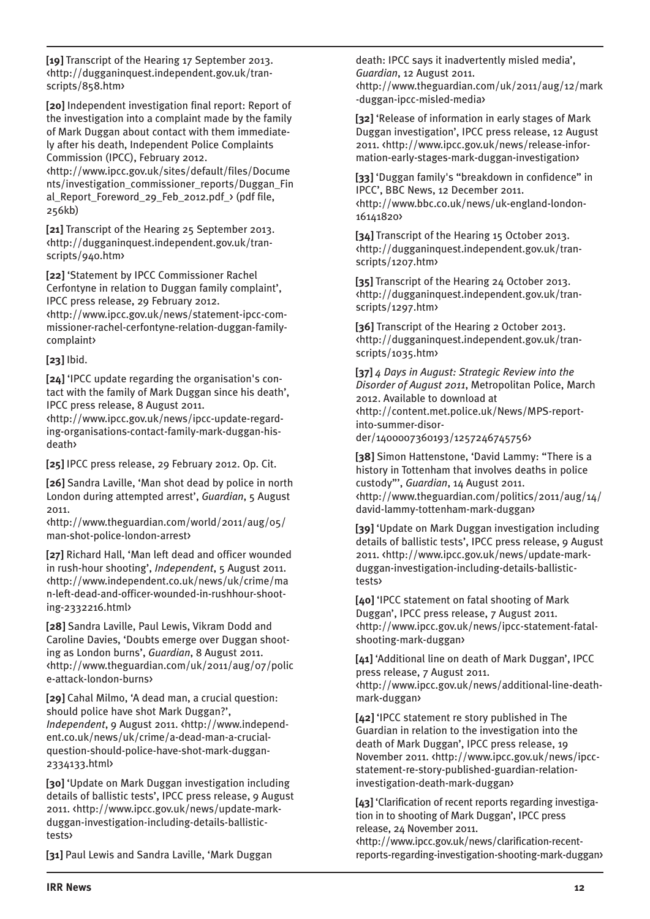**[19]** Transcript of the Hearing 17 September 2013. ‹http://dugganinquest.independent.gov.uk/transcripts/858.htm›

**[20]** Independent investigation final report: Report of the investigation into a complaint made by the family of Mark Duggan about contact with them immediately after his death, Independent Police Complaints Commission (IPCC), February 2012. ‹http://www.ipcc.gov.uk/sites/default/files/Documents/investigation_commissioner_reports/Duggan_Final_Report_Foreword_29_Feb_2012.pdf_› (pdf file, 256kb)

**[21]** Transcript of the Hearing 25 September 2013. ‹http://dugganinquest.independent.gov.uk/transcripts/940.htm›

**[22]** 'Statement by IPCC Commissioner Rachel Cerfontyne in relation to Duggan family complaint', IPCC press release, 29 February 2012. ‹http://www.ipcc.gov.uk/news/statement-ipcc-commissioner-rachel-cerfontyne-relation-duggan-family-complaint›

**[23]** Ibid.

**[24]** 'IPCC update regarding the organisation's contact with the family of Mark Duggan since his death', IPCC press release, 8 August 2011. ‹http://www.ipcc.gov.uk/news/ipcc-update-regarding-organisations-contact-family-mark-duggan-his-death›

**[25]** IPCC press release, 29 February 2012. Op. Cit.

**[26]** Sandra Laville, 'Man shot dead by police in north London during attempted arrest', *Guardian*, 5 August 2011. ‹http://www.theguardian.com/world/2011/aug/05/man-shot-police-london-arrest›

**[27]** Richard Hall, 'Man left dead and officer wounded in rush-hour shooting', *Independent*, 5 August 2011. ‹http://www.independent.co.uk/news/uk/crime/man-left-dead-and-officer-wounded-in-rushhour-shooting-2332216.html›

**[28]** Sandra Laville, Paul Lewis, Vikram Dodd and Caroline Davies, 'Doubts emerge over Duggan shooting as London burns', *Guardian*, 8 August 2011. ‹http://www.theguardian.com/uk/2011/aug/07/police-attack-london-burns›

**[29]** Cahal Milmo, 'A dead man, a crucial question: should police have shot Mark Duggan?', *Independent*, 9 August 2011. ‹http://www.independent.co.uk/news/uk/crime/a-dead-man-a-crucial-question-should-police-have-shot-mark-duggan-2334133.html›

**[30]** 'Update on Mark Duggan investigation including details of ballistic tests', IPCC press release, 9 August 2011. ‹http://www.ipcc.gov.uk/news/update-mark-duggan-investigation-including-details-ballistic-tests›

**[31]** Paul Lewis and Sandra Laville, 'Mark Duggan death: IPCC says it inadvertently misled media', *Guardian*, 12 August 2011. ‹http://www.theguardian.com/uk/2011/aug/12/mark-duggan-ipcc-misled-media›

**[32]** 'Release of information in early stages of Mark Duggan investigation', IPCC press release, 12 August 2011. ‹http://www.ipcc.gov.uk/news/release-information-early-stages-mark-duggan-investigation›

**[33]** 'Duggan family's "breakdown in confidence" in IPCC', BBC News, 12 December 2011. ‹http://www.bbc.co.uk/news/uk-england-london-16141820›

**[34]** Transcript of the Hearing 15 October 2013. ‹http://dugganinquest.independent.gov.uk/transcripts/1207.htm›

**[35]** Transcript of the Hearing 24 October 2013. ‹http://dugganinquest.independent.gov.uk/transcripts/1297.htm›

**[36]** Transcript of the Hearing 2 October 2013. ‹http://dugganinquest.independent.gov.uk/transcripts/1035.htm›

**[37]** *4 Days in August: Strategic Review into the Disorder of August 2011*, Metropolitan Police, March 2012. Available to download at ‹http://content.met.police.uk/News/MPS-report-into-summer-disorder/1400007360193/1257246745756›

**[38]** Simon Hattenstone, 'David Lammy: "There is a history in Tottenham that involves deaths in police custody"', *Guardian*, 14 August 2011. ‹http://www.theguardian.com/politics/2011/aug/14/david-lammy-tottenham-mark-duggan›

**[39]** 'Update on Mark Duggan investigation including details of ballistic tests', IPCC press release, 9 August 2011. ‹http://www.ipcc.gov.uk/news/update-mark-duggan-investigation-including-details-ballistic-tests›

**[40]** 'IPCC statement on fatal shooting of Mark Duggan', IPCC press release, 7 August 2011. ‹http://www.ipcc.gov.uk/news/ipcc-statement-fatal-shooting-mark-duggan›

**[41]** 'Additional line on death of Mark Duggan', IPCC press release, 7 August 2011. ‹http://www.ipcc.gov.uk/news/additional-line-death-mark-duggan›

**[42]** 'IPCC statement re story published in The Guardian in relation to the investigation into the death of Mark Duggan', IPCC press release, 19 November 2011. ‹http://www.ipcc.gov.uk/news/ipcc-statement-re-story-published-guardian-relation-investigation-death-mark-duggan›

**[43]** 'Clarification of recent reports regarding investigation in to shooting of Mark Duggan', IPCC press release, 24 November 2011. ‹http://www.ipcc.gov.uk/news/clarification-recent-reports-regarding-investigation-shooting-mark-duggan›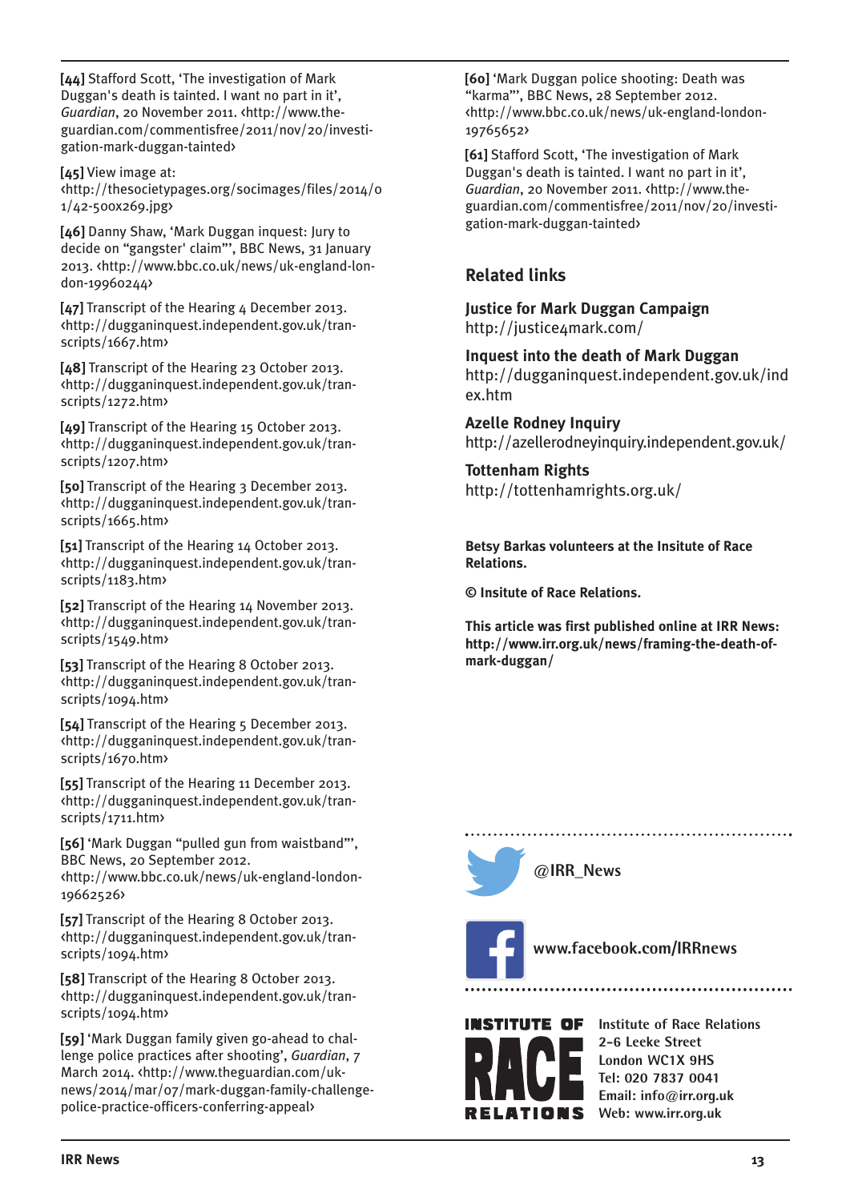**[44]** Stafford Scott, 'The investigation of Mark Duggan's death is tainted. I want no part in it', *Guardian*, 20 November 2011. ‹http://www.theguardian.com/commentisfree/2011/nov/20/investigation-mark-duggan-tainted›

**[45]** View image at: ‹http://thesocietypages.org/socimages/files/2014/01/42-500x269.jpg›

**[46]** Danny Shaw, 'Mark Duggan inquest: Jury to decide on "gangster' claim"', BBC News, 31 January 2013. ‹http://www.bbc.co.uk/news/uk-england-london-19960244›

**[47]** Transcript of the Hearing 4 December 2013. ‹http://dugganinquest.independent.gov.uk/transcripts/1667.htm›

**[48]** Transcript of the Hearing 23 October 2013. ‹http://dugganinquest.independent.gov.uk/transcripts/1272.htm›

**[49]** Transcript of the Hearing 15 October 2013. ‹http://dugganinquest.independent.gov.uk/transcripts/1207.htm›

**[50]** Transcript of the Hearing 3 December 2013. ‹http://dugganinquest.independent.gov.uk/transcripts/1665.htm›

**[51]** Transcript of the Hearing 14 October 2013. ‹http://dugganinquest.independent.gov.uk/transcripts/1183.htm›

**[52]** Transcript of the Hearing 14 November 2013. ‹http://dugganinquest.independent.gov.uk/transcripts/1549.htm›

**[53]** Transcript of the Hearing 8 October 2013. ‹http://dugganinquest.independent.gov.uk/transcripts/1094.htm›

**[54]** Transcript of the Hearing 5 December 2013. ‹http://dugganinquest.independent.gov.uk/transcripts/1670.htm›

**[55]** Transcript of the Hearing 11 December 2013. ‹http://dugganinquest.independent.gov.uk/transcripts/1711.htm›

**[56]** 'Mark Duggan "pulled gun from waistband"', BBC News, 20 September 2012. ‹http://www.bbc.co.uk/news/uk-england-london-19662526›

**[57]** Transcript of the Hearing 8 October 2013. ‹http://dugganinquest.independent.gov.uk/transcripts/1094.htm›

**[58]** Transcript of the Hearing 8 October 2013. ‹http://dugganinquest.independent.gov.uk/transcripts/1094.htm›

**[59]** 'Mark Duggan family given go-ahead to challenge police practices after shooting', *Guardian*, 7 March 2014. ‹http://www.theguardian.com/uk-news/2014/mar/07/mark-duggan-family-challenge-police-practice-officers-conferring-appeal›

**[60]** 'Mark Duggan police shooting: Death was "karma"', BBC News, 28 September 2012. ‹http://www.bbc.co.uk/news/uk-england-london-19765652›

**[61]** Stafford Scott, 'The investigation of Mark Duggan's death is tainted. I want no part in it', *Guardian*, 20 November 2011. ‹http://www.theguardian.com/commentisfree/2011/nov/20/investigation-mark-duggan-tainted›

## Related links

**Justice for Mark Duggan Campaign**
http://justice4mark.com/

**Inquest into the death of Mark Duggan**
http://dugganinquest.independent.gov.uk/index.htm

**Azelle Rodney Inquiry**
http://azellerodneyinquiry.independent.gov.uk/

**Tottenham Rights**
http://tottenhamrights.org.uk/

**Betsy Barkas volunteers at the Insitute of Race Relations.**

**© Insitute of Race Relations.**

**This article was first published online at IRR News: http://www.irr.org.uk/news/framing-the-death-of-mark-duggan/**

**@IRR_News**

**www.facebook.com/IRRnews**

**INSTITUTE OF RACE RELATIONS**

**Institute of Race Relations**
**2-6 Leeke Street**
**London WC1X 9HS**
**Tel: 020 7837 0041**
**Email: info@irr.org.uk**
**Web: www.irr.org.uk**